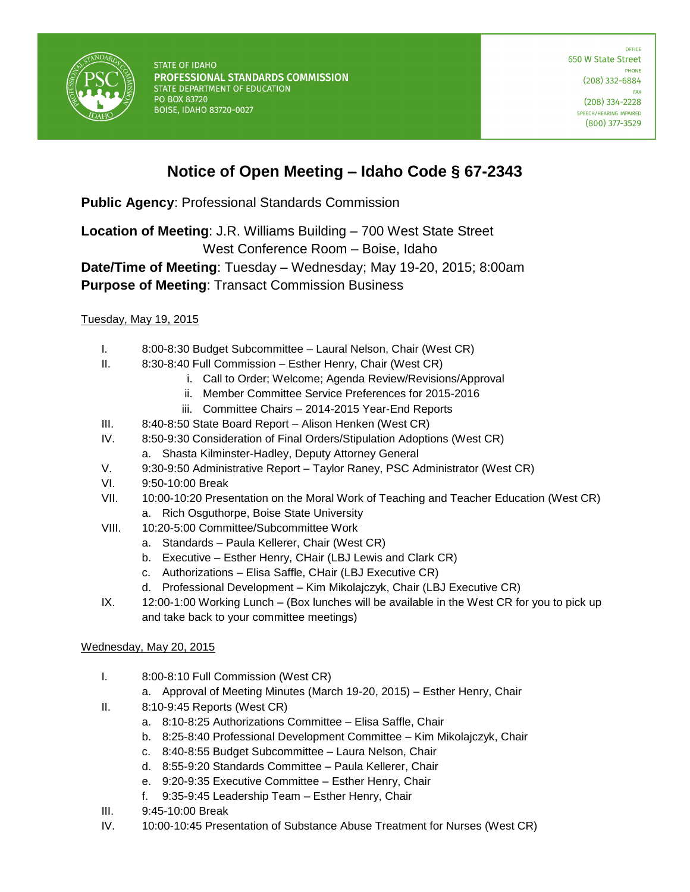STATE OF IDAHO
**PROFESSIONAL STANDARDS COMMISSION**
STATE DEPARTMENT OF EDUCATION
PO BOX 83720
BOISE, IDAHO 83720-0027

OFFICE
650 W State Street
PHONE
(208) 332-6884
FAX
(208) 334-2228
SPEECH/HEARING IMPAIRED
(800) 377-3529

# Notice of Open Meeting – Idaho Code § 67-2343

**Public Agency**: Professional Standards Commission

**Location of Meeting**: J.R. Williams Building – 700 West State Street
West Conference Room – Boise, Idaho

**Date/Time of Meeting**: Tuesday – Wednesday; May 19-20, 2015; 8:00am

**Purpose of Meeting**: Transact Commission Business

Tuesday, May 19, 2015

- I. 8:00-8:30 Budget Subcommittee – Laural Nelson, Chair (West CR)
- II. 8:30-8:40 Full Commission – Esther Henry, Chair (West CR)
  - i. Call to Order; Welcome; Agenda Review/Revisions/Approval
  - ii. Member Committee Service Preferences for 2015-2016
  - iii. Committee Chairs – 2014-2015 Year-End Reports
- III. 8:40-8:50 State Board Report – Alison Henken (West CR)
- IV. 8:50-9:30 Consideration of Final Orders/Stipulation Adoptions (West CR)
  - a. Shasta Kilminster-Hadley, Deputy Attorney General
- V. 9:30-9:50 Administrative Report – Taylor Raney, PSC Administrator (West CR)
- VI. 9:50-10:00 Break
- VII. 10:00-10:20 Presentation on the Moral Work of Teaching and Teacher Education (West CR)
  - a. Rich Osguthorpe, Boise State University
- VIII. 10:20-5:00 Committee/Subcommittee Work
  - a. Standards – Paula Kellerer, Chair (West CR)
  - b. Executive – Esther Henry, CHair (LBJ Lewis and Clark CR)
  - c. Authorizations – Elisa Saffle, CHair (LBJ Executive CR)
  - d. Professional Development – Kim Mikolajczyk, Chair (LBJ Executive CR)
- IX. 12:00-1:00 Working Lunch – (Box lunches will be available in the West CR for you to pick up and take back to your committee meetings)

Wednesday, May 20, 2015

- I. 8:00-8:10 Full Commission (West CR)
  - a. Approval of Meeting Minutes (March 19-20, 2015) – Esther Henry, Chair
- II. 8:10-9:45 Reports (West CR)
  - a. 8:10-8:25 Authorizations Committee – Elisa Saffle, Chair
  - b. 8:25-8:40 Professional Development Committee – Kim Mikolajczyk, Chair
  - c. 8:40-8:55 Budget Subcommittee – Laura Nelson, Chair
  - d. 8:55-9:20 Standards Committee – Paula Kellerer, Chair
  - e. 9:20-9:35 Executive Committee – Esther Henry, Chair
  - f. 9:35-9:45 Leadership Team – Esther Henry, Chair
- III. 9:45-10:00 Break
- IV. 10:00-10:45 Presentation of Substance Abuse Treatment for Nurses (West CR)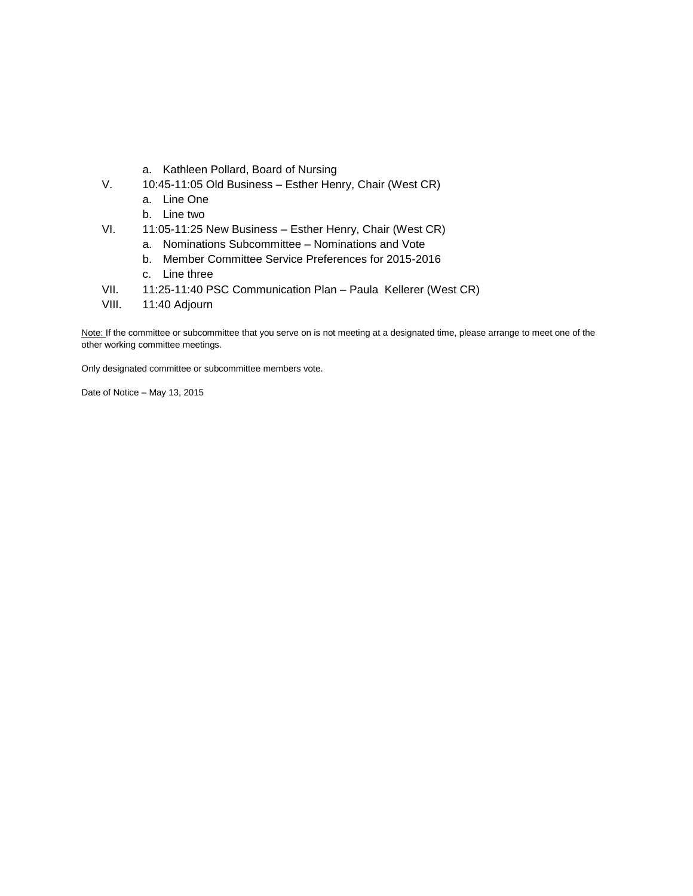a. Kathleen Pollard, Board of Nursing

V. 10:45-11:05 Old Business – Esther Henry, Chair (West CR)
   a. Line One
   b. Line two

VI. 11:05-11:25 New Business – Esther Henry, Chair (West CR)
   a. Nominations Subcommittee – Nominations and Vote
   b. Member Committee Service Preferences for 2015-2016
   c. Line three

VII. 11:25-11:40 PSC Communication Plan – Paula Kellerer (West CR)

VIII. 11:40 Adjourn

<u>Note:</u> If the committee or subcommittee that you serve on is not meeting at a designated time, please arrange to meet one of the other working committee meetings.

Only designated committee or subcommittee members vote.

Date of Notice – May 13, 2015